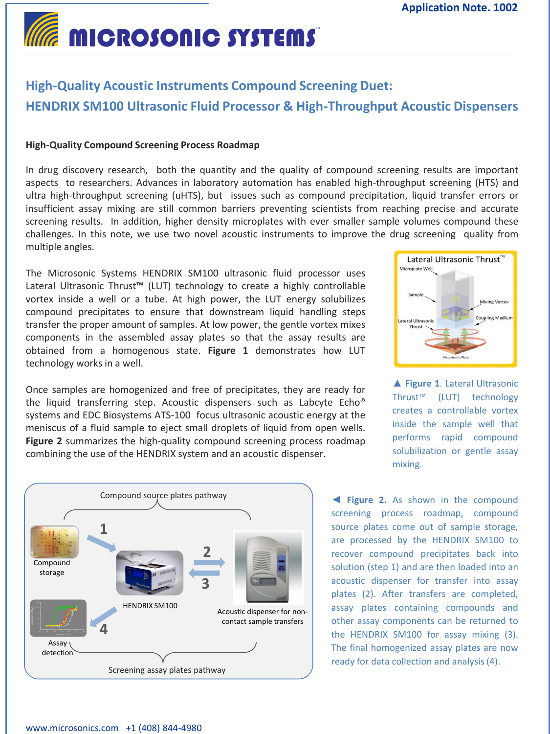Application Note. 1002

# High-Quality Acoustic Instruments Compound Screening Duet: HENDRIX SM100 Ultrasonic Fluid Processor & High-Throughput Acoustic Dispensers

### High-Quality Compound Screening Process Roadmap

In drug discovery research, both the quantity and the quality of compound screening results are important aspects to researchers. Advances in laboratory automation has enabled high-throughput screening (HTS) and ultra high-throughput screening (uHTS), but issues such as compound precipitation, liquid transfer errors or insufficient assay mixing are still common barriers preventing scientists from reaching precise and accurate screening results. In addition, higher density microplates with ever smaller sample volumes compound these challenges. In this note, we use two novel acoustic instruments to improve the drug screening quality from multiple angles.

The Microsonic Systems HENDRIX SM100 ultrasonic fluid processor uses Lateral Ultrasonic Thrust™ (LUT) technology to create a highly controllable vortex inside a well or a tube. At high power, the LUT energy solubilizes compound precipitates to ensure that downstream liquid handling steps transfer the proper amount of samples. At low power, the gentle vortex mixes components in the assembled assay plates so that the assay results are obtained from a homogenous state. **Figure 1** demonstrates how LUT technology works in a well.

▲ **Figure 1**. Lateral Ultrasonic Thrust™ (LUT) technology creates a controllable vortex inside the sample well that performs rapid compound solubilization or gentle assay mixing.

Once samples are homogenized and free of precipitates, they are ready for the liquid transferring step. Acoustic dispensers such as Labcyte Echo® systems and EDC Biosystems ATS-100 focus ultrasonic acoustic energy at the meniscus of a fluid sample to eject small droplets of liquid from open wells. **Figure 2** summarizes the high-quality compound screening process roadmap combining the use of the HENDRIX system and an acoustic dispenser.

◄ **Figure 2.** As shown in the compound screening process roadmap, compound source plates come out of sample storage, are processed by the HENDRIX SM100 to recover compound precipitates back into solution (step 1) and are then loaded into an acoustic dispenser for transfer into assay plates (2). After transfers are completed, assay plates containing compounds and other assay components can be returned to the HENDRIX SM100 for assay mixing (3). The final homogenized assay plates are now ready for data collection and analysis (4).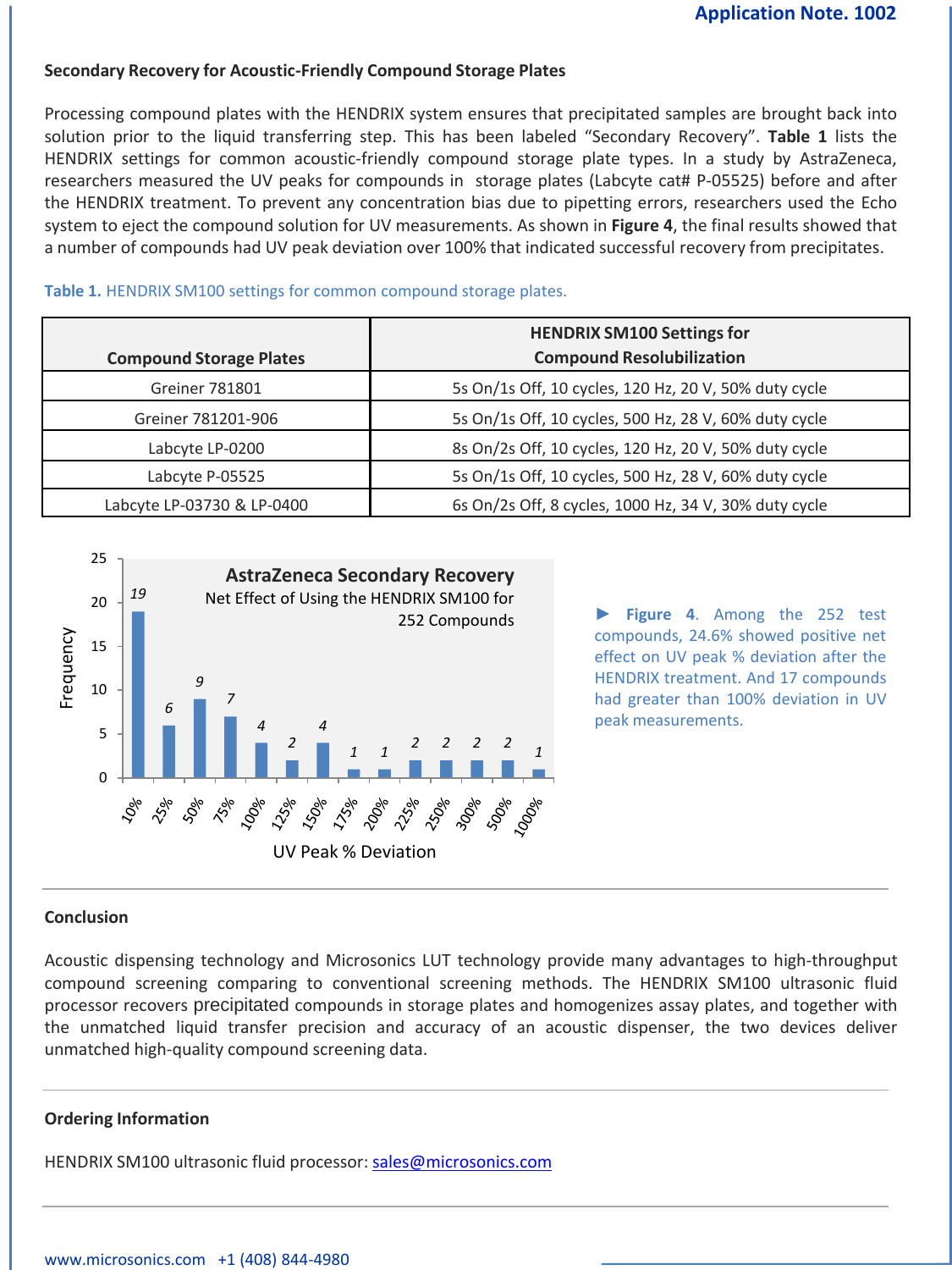### Secondary Recovery for Acoustic-Friendly Compound Storage Plates

Processing compound plates with the HENDRIX system ensures that precipitated samples are brought back into solution prior to the liquid transferring step. This has been labeled "Secondary Recovery". **Table 1** lists the HENDRIX settings for common acoustic-friendly compound storage plate types. In a study by AstraZeneca, researchers measured the UV peaks for compounds in storage plates (Labcyte cat# P-05525) before and after the HENDRIX treatment. To prevent any concentration bias due to pipetting errors, researchers used the Echo system to eject the compound solution for UV measurements. As shown in **Figure 4**, the final results showed that a number of compounds had UV peak deviation over 100% that indicated successful recovery from precipitates.

**Table 1.** HENDRIX SM100 settings for common compound storage plates.

| Compound Storage Plates | HENDRIX SM100 Settings for Compound Resolubilization |
| --- | --- |
| Greiner 781801 | 5s On/1s Off, 10 cycles, 120 Hz, 20 V, 50% duty cycle |
| Greiner 781201-906 | 5s On/1s Off, 10 cycles, 500 Hz, 28 V, 60% duty cycle |
| Labcyte LP-0200 | 8s On/2s Off, 10 cycles, 120 Hz, 20 V, 50% duty cycle |
| Labcyte P-05525 | 5s On/1s Off, 10 cycles, 500 Hz, 28 V, 60% duty cycle |
| Labcyte LP-03730 & LP-0400 | 6s On/2s Off, 8 cycles, 1000 Hz, 34 V, 30% duty cycle |

AstraZeneca Secondary Recovery
Net Effect of Using the HENDRIX SM100 for 252 Compounds

Frequency
25, 20, 15, 10, 5, 0

19, 6, 9, 7, 4, 2, 4, 1, 1, 2, 2, 2, 2, 1

10%, 25%, 50%, 75%, 100%, 125%, 150%, 175%, 200%, 225%, 250%, 300%, 500%, 1000%

UV Peak % Deviation

► **Figure 4**. Among the 252 test compounds, 24.6% showed positive net effect on UV peak % deviation after the HENDRIX treatment. And 17 compounds had greater than 100% deviation in UV peak measurements.

---

### Conclusion

Acoustic dispensing technology and Microsonics LUT technology provide many advantages to high-throughput compound screening comparing to conventional screening methods. The HENDRIX SM100 ultrasonic fluid processor recovers precipitated compounds in storage plates and homogenizes assay plates, and together with the unmatched liquid transfer precision and accuracy of an acoustic dispenser, the two devices deliver unmatched high-quality compound screening data.

---

### Ordering Information

HENDRIX SM100 ultrasonic fluid processor: sales@microsonics.com

---

www.microsonics.com +1 (408) 844-4980